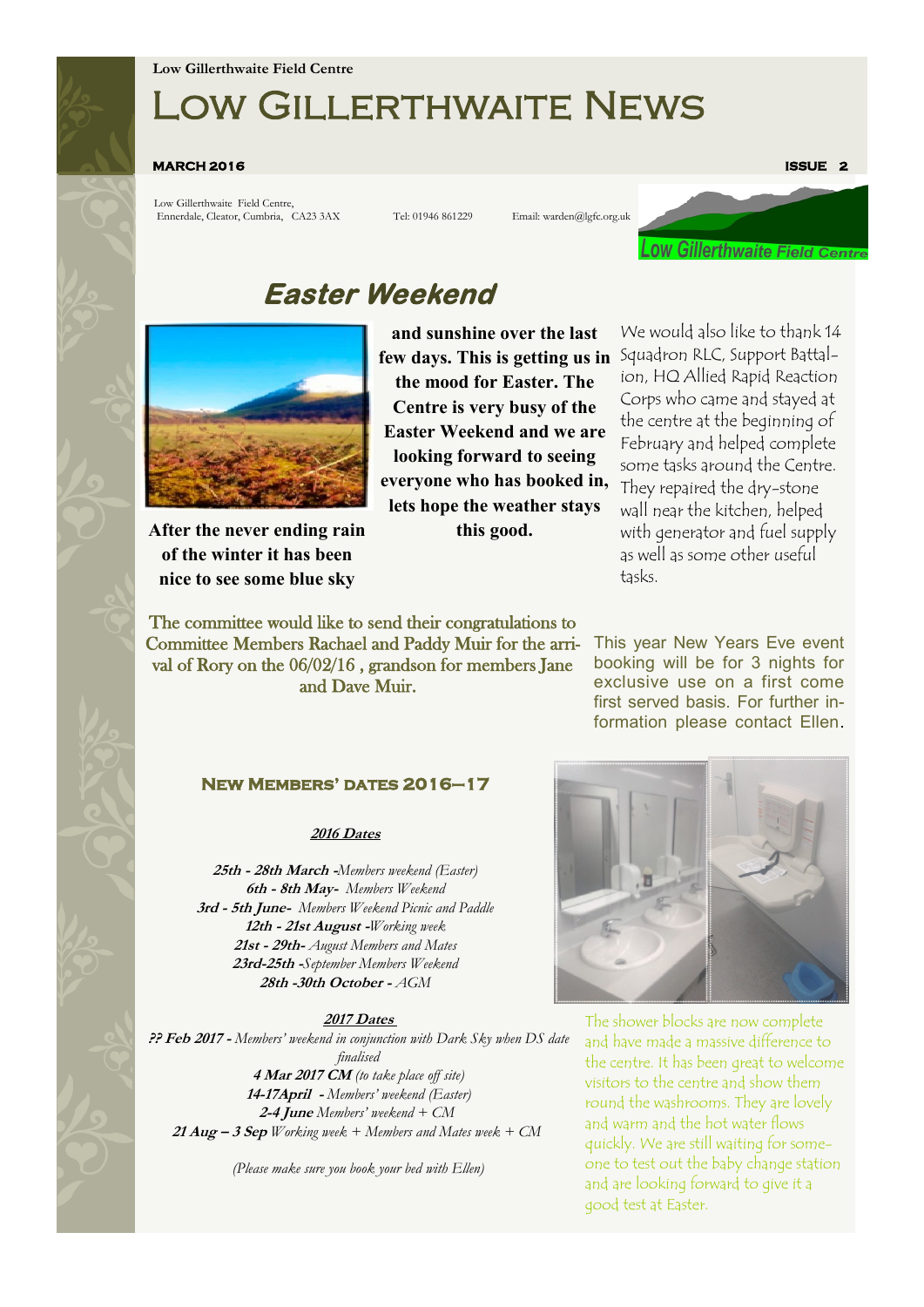Low Gillerthwaite Field Centre

# Low Gillerthwaite News

**MARCH 2016** **ISSUE 2**

Low Gillerthwaite Field Centre,
Ennerdale, Cleator, Cumbria, CA23 3AX

Tel: 01946 861229

Email: warden@lgfc.org.uk

## Easter Weekend

**After the never ending rain of the winter it has been nice to see some blue sky and sunshine over the last few days. This is getting us in the mood for Easter. The Centre is very busy of the Easter Weekend and we are looking forward to seeing everyone who has booked in, lets hope the weather stays this good.**

We would also like to thank 14 Squadron RLC, Support Battalion, HQ Allied Rapid Reaction Corps who came and stayed at the centre at the beginning of February and helped complete some tasks around the Centre. They repaired the dry-stone wall near the kitchen, helped with generator and fuel supply as well as some other useful tasks.

The committee would like to send their congratulations to Committee Members Rachael and Paddy Muir for the arrival of Rory on the 06/02/16 , grandson for members Jane and Dave Muir.

This year New Years Eve event booking will be for 3 nights for exclusive use on a first come first served basis. For further information please contact Ellen.

### New Members' dates 2016—17

**2016 Dates**

***25th - 28th March*** *-Members weekend (Easter)*
***6th - 8th May-*** *Members Weekend*
***3rd - 5th June-*** *Members Weekend Picnic and Paddle*
***12th - 21st August*** *-Working week*
***21st - 29th-*** *August Members and Mates*
***23rd-25th*** *-September Members Weekend*
***28th -30th October*** *- AGM*

**2017 Dates**

***?? Feb 2017*** *- Members' weekend in conjunction with Dark Sky when DS date finalised*
***4 Mar 2017 CM*** *(to take place off site)*
***14-17April*** *- Members' weekend (Easter)*
***2-4 June*** *Members' weekend + CM*
***21 Aug – 3 Sep*** *Working week + Members and Mates week + CM*

*(Please make sure you book your bed with Ellen)*

The shower blocks are now complete and have made a massive difference to the centre. It has been great to welcome visitors to the centre and show them round the washrooms. They are lovely and warm and the hot water flows quickly. We are still waiting for someone to test out the baby change station and are looking forward to give it a good test at Easter.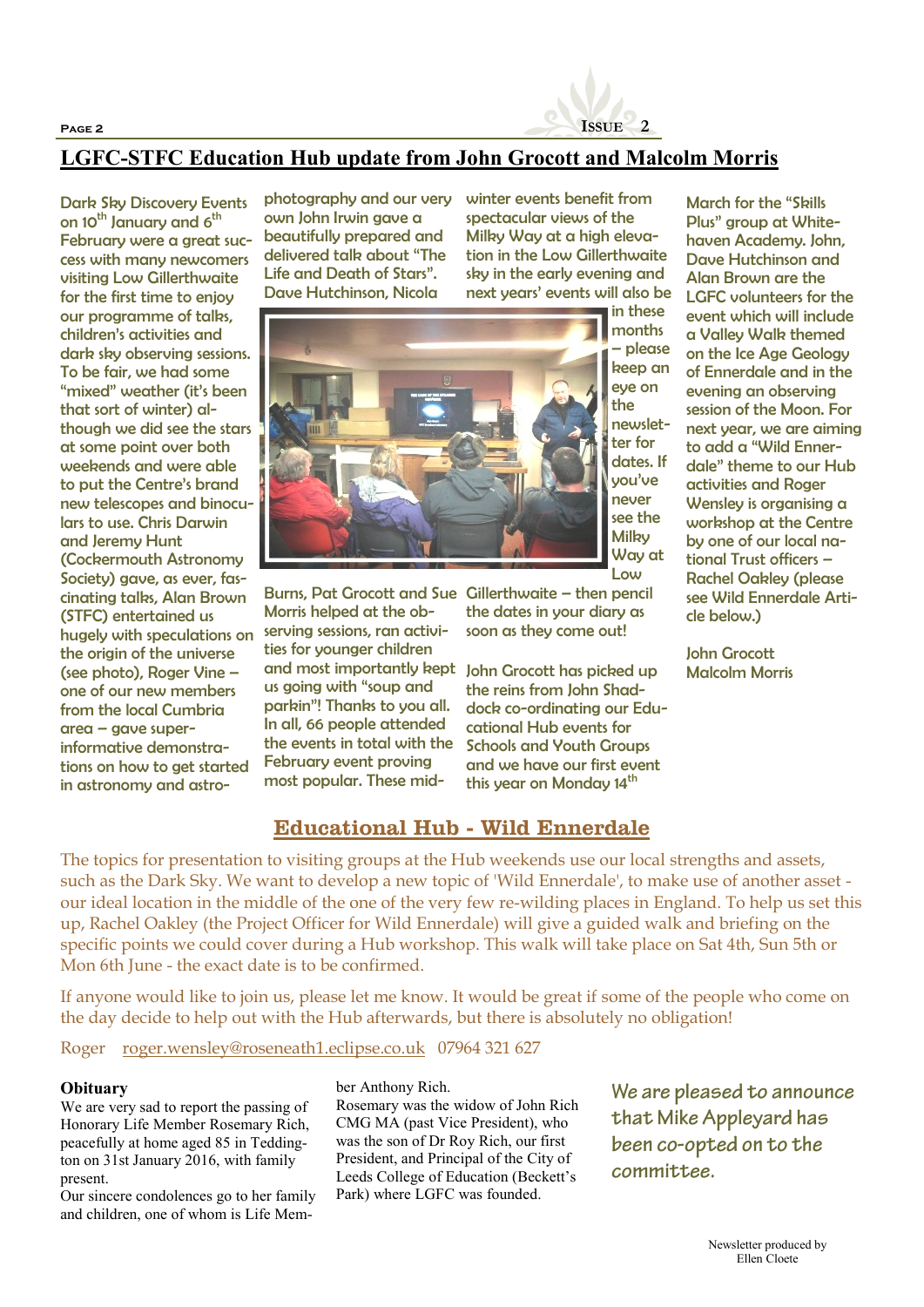## LGFC-STFC Education Hub update from John Grocott and Malcolm Morris

Dark Sky Discovery Events on 10th January and 6th February were a great success with many newcomers visiting Low Gillerthwaite for the first time to enjoy our programme of talks, children's activities and dark sky observing sessions. To be fair, we had some "mixed" weather (it's been that sort of winter) although we did see the stars at some point over both weekends and were able to put the Centre's brand new telescopes and binoculars to use. Chris Darwin and Jeremy Hunt (Cockermouth Astronomy Society) gave, as ever, fascinating talks, Alan Brown (STFC) entertained us hugely with speculations on the origin of the universe (see photo), Roger Vine – one of our new members from the local Cumbria area – gave super-informative demonstrations on how to get started in astronomy and astrophotography and our very own John Irwin gave a beautifully prepared and delivered talk about "The Life and Death of Stars". Dave Hutchinson, Nicola Burns, Pat Grocott and Sue Morris helped at the observing sessions, ran activities for younger children and most importantly kept us going with "soup and parkin"! Thanks to you all. In all, 66 people attended the events in total with the February event proving most popular. These mid-winter events benefit from spectacular views of the Milky Way at a high elevation in the Low Gillerthwaite sky in the early evening and next years' events will also be in these months – please keep an eye on the newsletter for dates. If you've never see the Milky Way at Low Gillerthwaite – then pencil the dates in your diary as soon as they come out!

John Grocott has picked up the reins from John Shaddock co-ordinating our Educational Hub events for Schools and Youth Groups and we have our first event this year on Monday 14th March for the "Skills Plus" group at Whitehaven Academy. John, Dave Hutchinson and Alan Brown are the LGFC volunteers for the event which will include a Valley Walk themed on the Ice Age Geology of Ennerdale and in the evening an observing session of the Moon. For next year, we are aiming to add a "Wild Ennerdale" theme to our Hub activities and Roger Wensley is organising a workshop at the Centre by one of our local national Trust officers – Rachel Oakley (please see Wild Ennerdale Article below.)

John Grocott
Malcolm Morris

## Educational Hub - Wild Ennerdale

The topics for presentation to visiting groups at the Hub weekends use our local strengths and assets, such as the Dark Sky. We want to develop a new topic of 'Wild Ennerdale', to make use of another asset - our ideal location in the middle of the one of the very few re-wilding places in England. To help us set this up, Rachel Oakley (the Project Officer for Wild Ennerdale) will give a guided walk and briefing on the specific points we could cover during a Hub workshop. This walk will take place on Sat 4th, Sun 5th or Mon 6th June - the exact date is to be confirmed.

If anyone would like to join us, please let me know. It would be great if some of the people who come on the day decide to help out with the Hub afterwards, but there is absolutely no obligation!

Roger roger.wensley@roseneath1.eclipse.co.uk 07964 321 627

**Obituary**

We are very sad to report the passing of Honorary Life Member Rosemary Rich, peacefully at home aged 85 in Teddington on 31st January 2016, with family present.

Our sincere condolences go to her family and children, one of whom is Life Member Anthony Rich.

Rosemary was the widow of John Rich CMG MA (past Vice President), who was the son of Dr Roy Rich, our first President, and Principal of the City of Leeds College of Education (Beckett's Park) where LGFC was founded.

*We are pleased to announce that Mike Appleyard has been co-opted on to the committee.*

Newsletter produced by Ellen Cloete